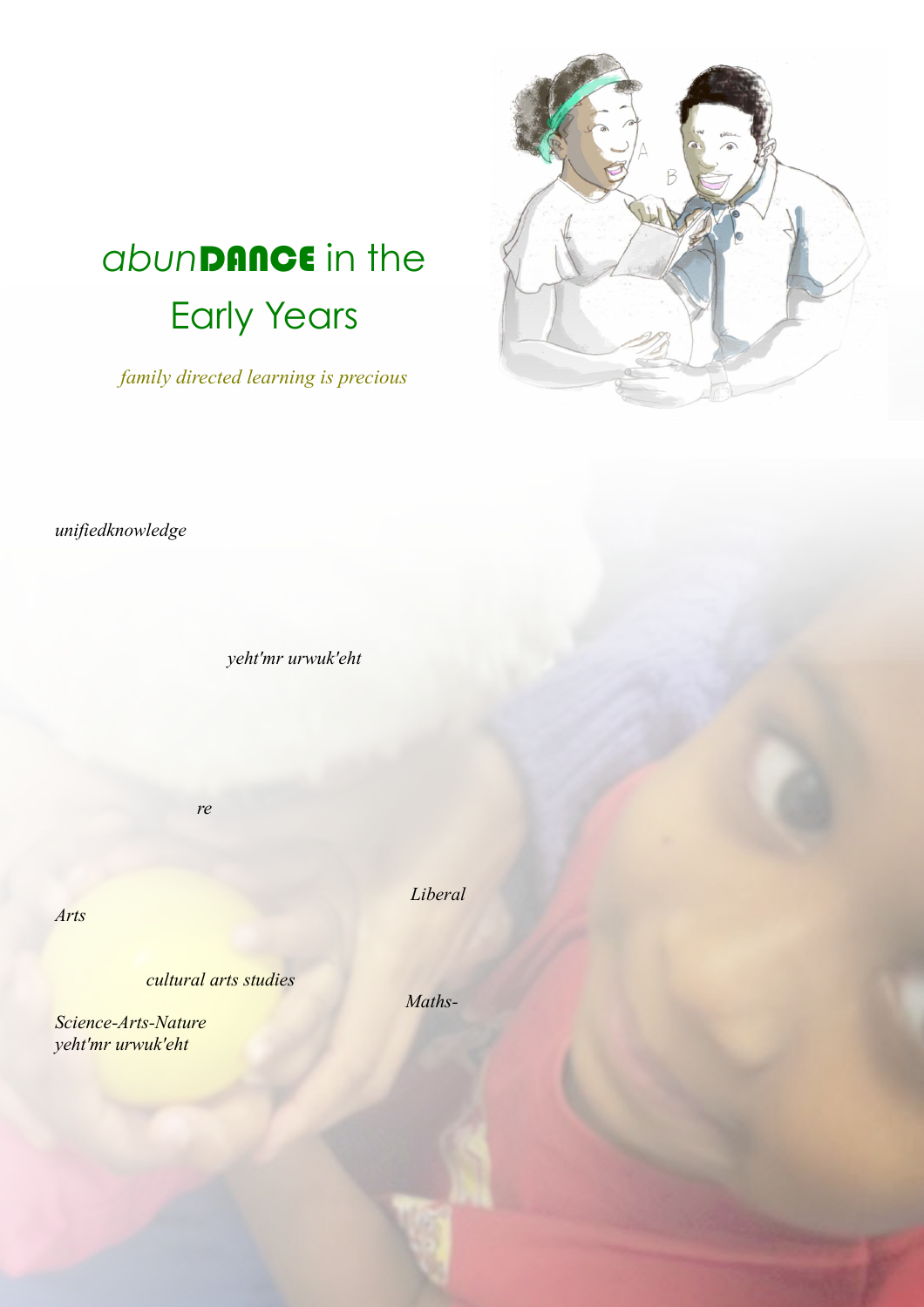# *abun*DANCE in the Early Years

*family directed learning is precious*

*unifiedknowledge*

*yeht'mr urwuk'eht*

*re*

*Liberal*

*Arts*

*cultural arts studies*

*Maths-*

*Science-Arts-Nature*
*yeht'mr urwuk'eht*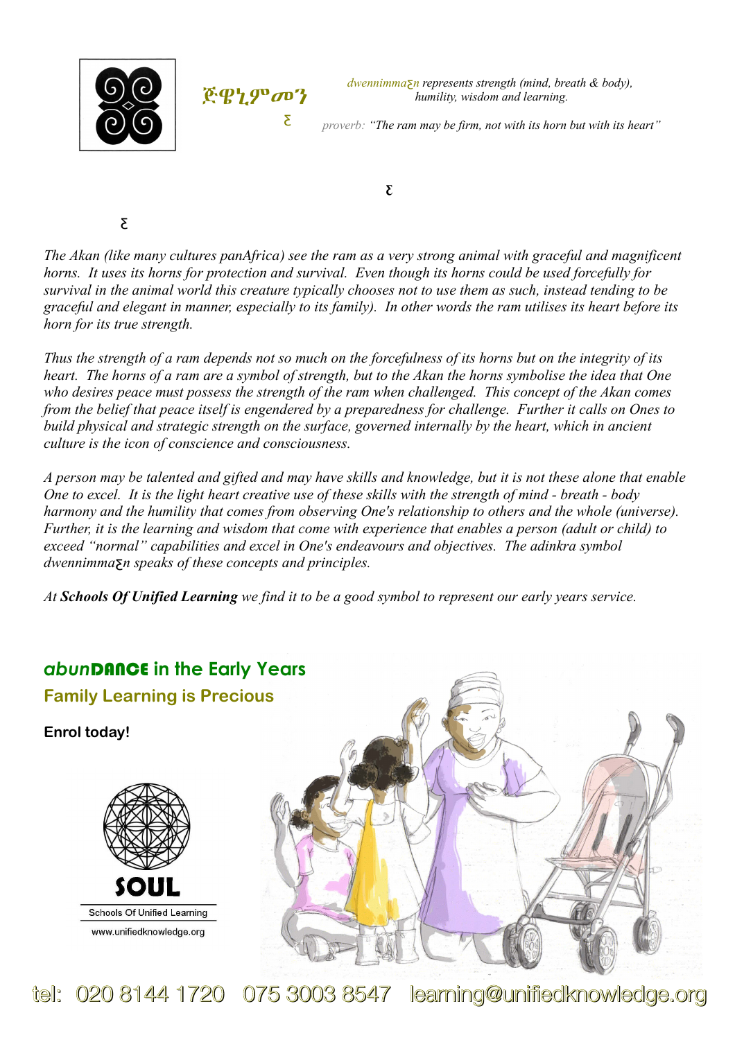ድዌኒምመን

ɛ

*dwennimmaɛn represents strength (mind, breath & body), humility, wisdom and learning.*

*proverb: "The ram may be firm, not with its horn but with its heart"*

ɛ

ɛ

*The Akan (like many cultures panAfrica) see the ram as a very strong animal with graceful and magnificent horns. It uses its horns for protection and survival. Even though its horns could be used forcefully for survival in the animal world this creature typically chooses not to use them as such, instead tending to be graceful and elegant in manner, especially to its family). In other words the ram utilises its heart before its horn for its true strength.*

*Thus the strength of a ram depends not so much on the forcefulness of its horns but on the integrity of its heart. The horns of a ram are a symbol of strength, but to the Akan the horns symbolise the idea that One who desires peace must possess the strength of the ram when challenged. This concept of the Akan comes from the belief that peace itself is engendered by a preparedness for challenge. Further it calls on Ones to build physical and strategic strength on the surface, governed internally by the heart, which in ancient culture is the icon of conscience and consciousness.*

*A person may be talented and gifted and may have skills and knowledge, but it is not these alone that enable One to excel. It is the light heart creative use of these skills with the strength of mind - breath - body harmony and the humility that comes from observing One's relationship to others and the whole (universe). Further, it is the learning and wisdom that come with experience that enables a person (adult or child) to exceed "normal" capabilities and excel in One's endeavours and objectives. The adinkra symbol dwennimmaɛn speaks of these concepts and principles.*

*At **Schools Of Unified Learning** we find it to be a good symbol to represent our early years service.*

## *abun*DANCE in the Early Years

### Family Learning is Precious

**Enrol today!**

SOUL

Schools Of Unified Learning

www.unifiedknowledge.org

tel: 020 8144 1720 075 3003 8547 learning@unifiedknowledge.org